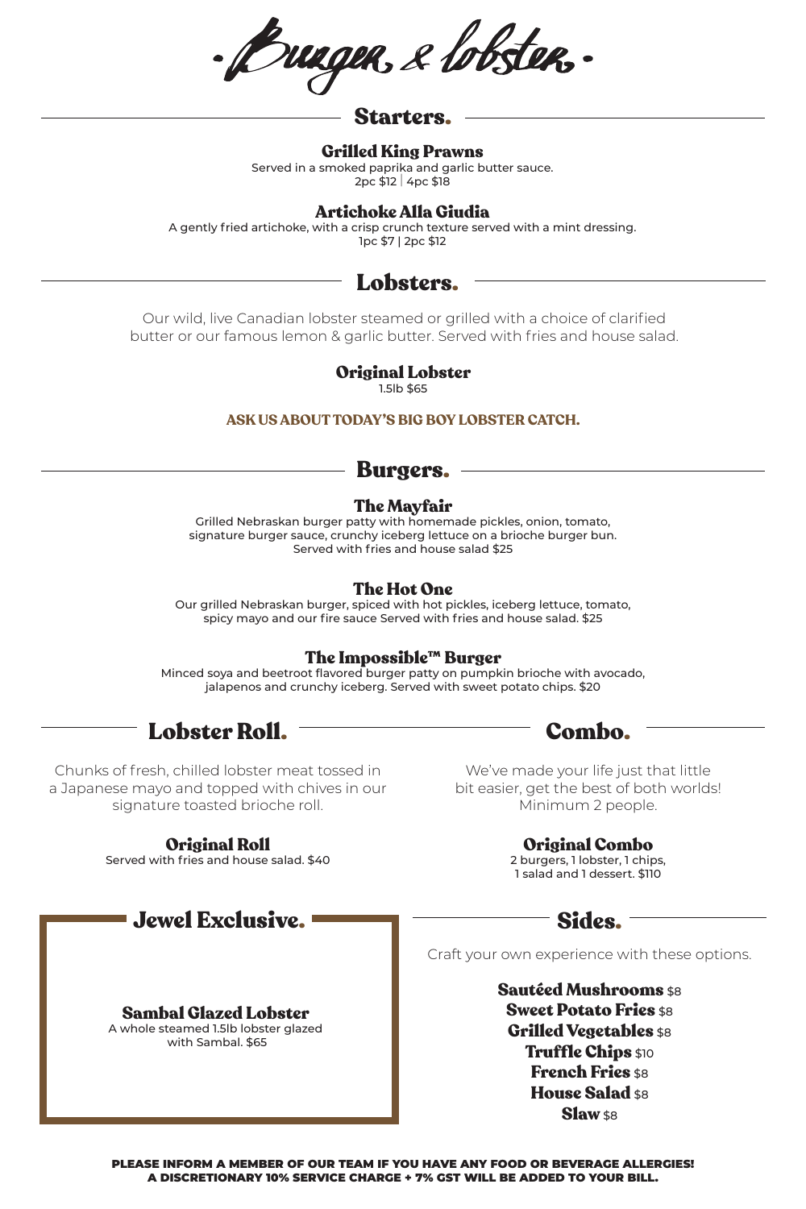# ·Burger & Lobster·

## Starters.

### Grilled King Prawns
Served in a smoked paprika and garlic butter sauce.
2pc $12 | 4pc $18

### Artichoke Alla Giudia
A gently fried artichoke, with a crisp crunch texture served with a mint dressing.
1pc $7 | 2pc $12

## Lobsters.

Our wild, live Canadian lobster steamed or grilled with a choice of clarified butter or our famous lemon & garlic butter. Served with fries and house salad.

### Original Lobster
1.5lb $65

**ASK US ABOUT TODAY'S BIG BOY LOBSTER CATCH.**

## Burgers.

### The Mayfair
Grilled Nebraskan burger patty with homemade pickles, onion, tomato, signature burger sauce, crunchy iceberg lettuce on a brioche burger bun. Served with fries and house salad $25

### The Hot One
Our grilled Nebraskan burger, spiced with hot pickles, iceberg lettuce, tomato, spicy mayo and our fire sauce Served with fries and house salad. $25

### The Impossible™ Burger
Minced soya and beetroot flavored burger patty on pumpkin brioche with avocado, jalapenos and crunchy iceberg. Served with sweet potato chips. $20

## Lobster Roll.

Chunks of fresh, chilled lobster meat tossed in a Japanese mayo and topped with chives in our signature toasted brioche roll.

### Original Roll
Served with fries and house salad. $40

## Combo.

We've made your life just that little bit easier, get the best of both worlds! Minimum 2 people.

### Original Combo
2 burgers, 1 lobster, 1 chips, 1 salad and 1 dessert. $110

## Jewel Exclusive.

### Sambal Glazed Lobster
A whole steamed 1.5lb lobster glazed with Sambal. $65

## Sides.

Craft your own experience with these options.

**Sautéed Mushrooms** $8
**Sweet Potato Fries** $8
**Grilled Vegetables** $8
**Truffle Chips** $10
**French Fries** $8
**House Salad** $8
**Slaw** $8

**PLEASE INFORM A MEMBER OF OUR TEAM IF YOU HAVE ANY FOOD OR BEVERAGE ALLERGIES!**
**A DISCRETIONARY 10% SERVICE CHARGE + 7% GST WILL BE ADDED TO YOUR BILL.**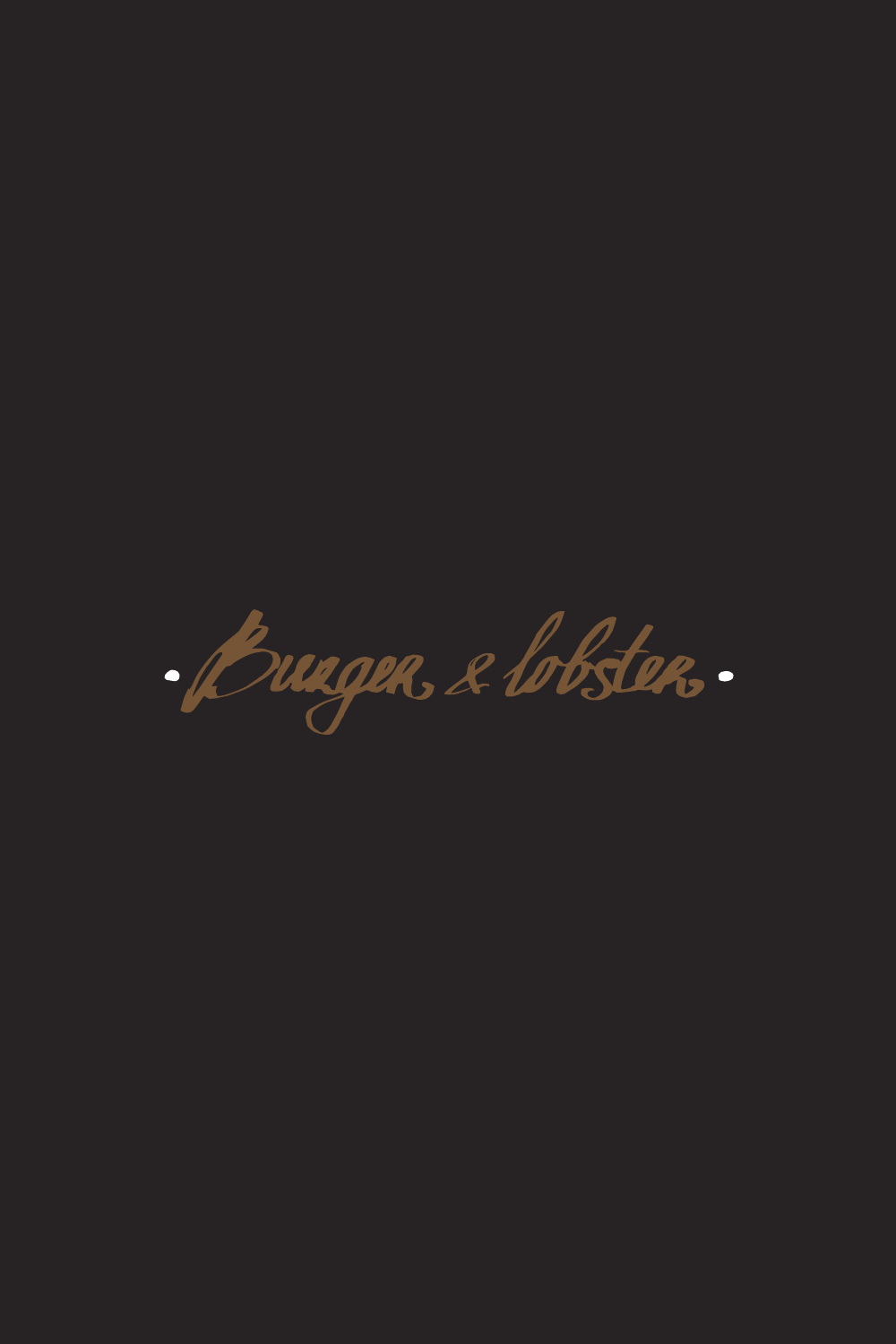Burger & lobster